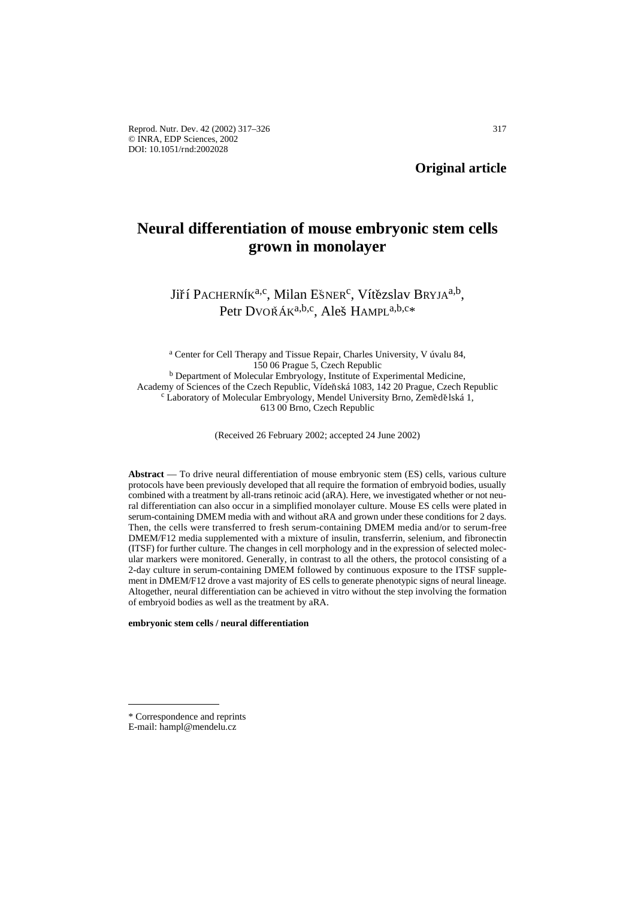Original article

# Neural differentiation of mouse embryonic stem cells grown in monolayer

Jiří PACHERNÍK[a,c], Milan EŠNER[c], Vítězslav BRYJA[a,b], Petr DVOŘÁK[a,b,c], Aleš HAMPL[a,b,c]*

[a] Center for Cell Therapy and Tissue Repair, Charles University, V úvalu 84, 150 06 Prague 5, Czech Republic
[b] Department of Molecular Embryology, Institute of Experimental Medicine, Academy of Sciences of the Czech Republic, Vídeňská 1083, 142 20 Prague, Czech Republic
[c] Laboratory of Molecular Embryology, Mendel University Brno, Zemědělská 1, 613 00 Brno, Czech Republic

(Received 26 February 2002; accepted 24 June 2002)

**Abstract** — To drive neural differentiation of mouse embryonic stem (ES) cells, various culture protocols have been previously developed that all require the formation of embryoid bodies, usually combined with a treatment by all-trans retinoic acid (aRA). Here, we investigated whether or not neural differentiation can also occur in a simplified monolayer culture. Mouse ES cells were plated in serum-containing DMEM media with and without aRA and grown under these conditions for 2 days. Then, the cells were transferred to fresh serum-containing DMEM media and/or to serum-free DMEM/F12 media supplemented with a mixture of insulin, transferrin, selenium, and fibronectin (ITSF) for further culture. The changes in cell morphology and in the expression of selected molecular markers were monitored. Generally, in contrast to all the others, the protocol consisting of a 2-day culture in serum-containing DMEM followed by continuous exposure to the ITSF supplement in DMEM/F12 drove a vast majority of ES cells to generate phenotypic signs of neural lineage. Altogether, neural differentiation can be achieved in vitro without the step involving the formation of embryoid bodies as well as the treatment by aRA.

**embryonic stem cells / neural differentiation**

---

* Correspondence and reprints
E-mail: hampl@mendelu.cz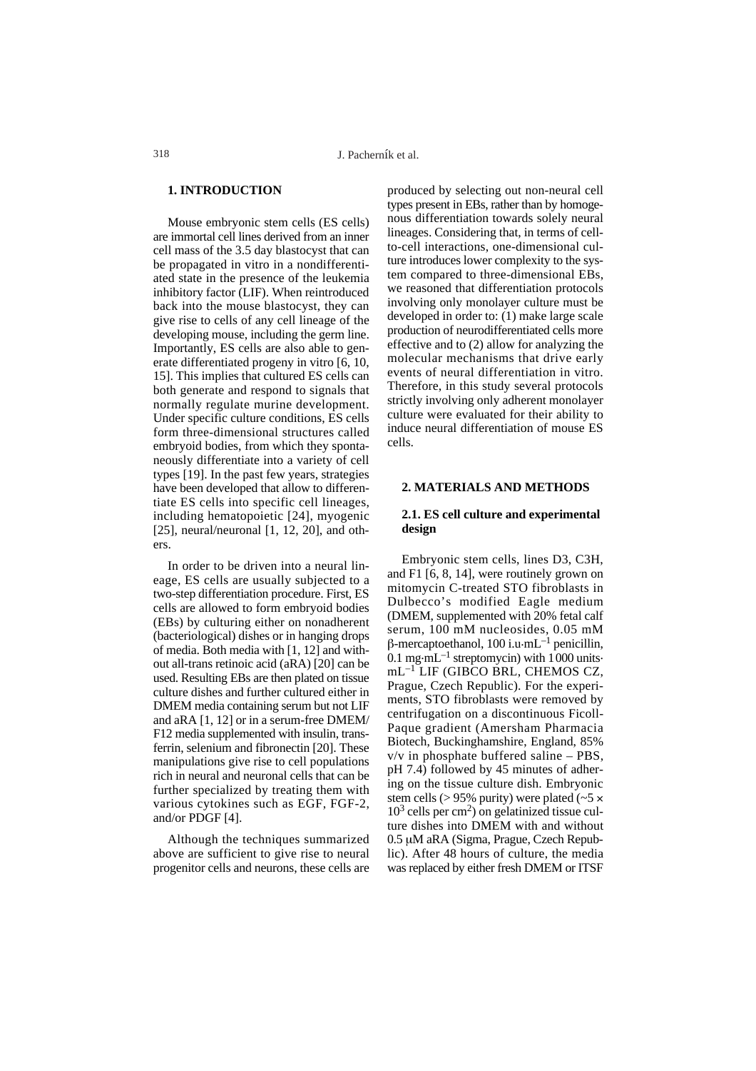## 1. INTRODUCTION

Mouse embryonic stem cells (ES cells) are immortal cell lines derived from an inner cell mass of the 3.5 day blastocyst that can be propagated in vitro in a nondifferentiated state in the presence of the leukemia inhibitory factor (LIF). When reintroduced back into the mouse blastocyst, they can give rise to cells of any cell lineage of the developing mouse, including the germ line. Importantly, ES cells are also able to generate differentiated progeny in vitro [6, 10, 15]. This implies that cultured ES cells can both generate and respond to signals that normally regulate murine development. Under specific culture conditions, ES cells form three-dimensional structures called embryoid bodies, from which they spontaneously differentiate into a variety of cell types [19]. In the past few years, strategies have been developed that allow to differentiate ES cells into specific cell lineages, including hematopoietic [24], myogenic [25], neural/neuronal [1, 12, 20], and others.

In order to be driven into a neural lineage, ES cells are usually subjected to a two-step differentiation procedure. First, ES cells are allowed to form embryoid bodies (EBs) by culturing either on nonadherent (bacteriological) dishes or in hanging drops of media. Both media with [1, 12] and without all-trans retinoic acid (aRA) [20] can be used. Resulting EBs are then plated on tissue culture dishes and further cultured either in DMEM media containing serum but not LIF and aRA [1, 12] or in a serum-free DMEM/F12 media supplemented with insulin, transferrin, selenium and fibronectin [20]. These manipulations give rise to cell populations rich in neural and neuronal cells that can be further specialized by treating them with various cytokines such as EGF, FGF-2, and/or PDGF [4].

Although the techniques summarized above are sufficient to give rise to neural progenitor cells and neurons, these cells are produced by selecting out non-neural cell types present in EBs, rather than by homogenous differentiation towards solely neural lineages. Considering that, in terms of cell-to-cell interactions, one-dimensional culture introduces lower complexity to the system compared to three-dimensional EBs, we reasoned that differentiation protocols involving only monolayer culture must be developed in order to: (1) make large scale production of neurodifferentiated cells more effective and to (2) allow for analyzing the molecular mechanisms that drive early events of neural differentiation in vitro. Therefore, in this study several protocols strictly involving only adherent monolayer culture were evaluated for their ability to induce neural differentiation of mouse ES cells.

## 2. MATERIALS AND METHODS

### 2.1. ES cell culture and experimental design

Embryonic stem cells, lines D3, C3H, and F1 [6, 8, 14], were routinely grown on mitomycin C-treated STO fibroblasts in Dulbecco's modified Eagle medium (DMEM, supplemented with 20% fetal calf serum, 100 mM nucleosides, 0.05 mM β-mercaptoethanol, 100 i.u·mL$^{-1}$ penicillin, 0.1 mg·mL$^{-1}$ streptomycin) with 1 000 units·mL$^{-1}$ LIF (GIBCO BRL, CHEMOS CZ, Prague, Czech Republic). For the experiments, STO fibroblasts were removed by centrifugation on a discontinuous Ficoll-Paque gradient (Amersham Pharmacia Biotech, Buckinghamshire, England, 85% v/v in phosphate buffered saline – PBS, pH 7.4) followed by 45 minutes of adhering on the tissue culture dish. Embryonic stem cells (> 95% purity) were plated (~5 × $10^3$ cells per cm$^2$) on gelatinized tissue culture dishes into DMEM with and without 0.5 μM aRA (Sigma, Prague, Czech Republic). After 48 hours of culture, the media was replaced by either fresh DMEM or ITSF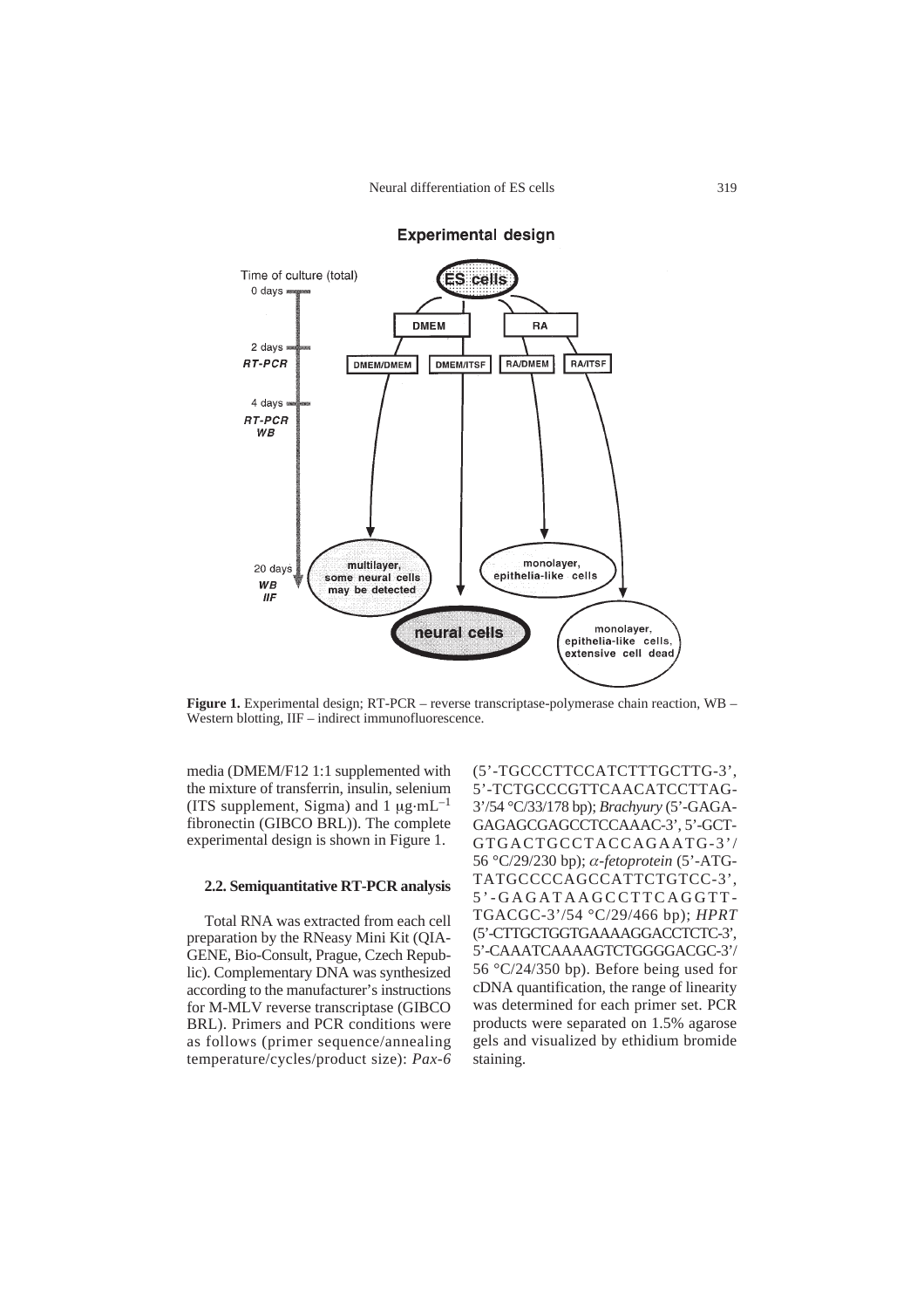**Figure 1.** Experimental design; RT-PCR – reverse transcriptase-polymerase chain reaction, WB – Western blotting, IIF – indirect immunofluorescence.

media (DMEM/F12 1:1 supplemented with the mixture of transferrin, insulin, selenium (ITS supplement, Sigma) and 1 $\mu g \cdot mL^{-1}$ fibronectin (GIBCO BRL)). The complete experimental design is shown in Figure 1.

### 2.2. Semiquantitative RT-PCR analysis

Total RNA was extracted from each cell preparation by the RNeasy Mini Kit (QIAGENE, Bio-Consult, Prague, Czech Republic). Complementary DNA was synthesized according to the manufacturer's instructions for M-MLV reverse transcriptase (GIBCO BRL). Primers and PCR conditions were as follows (primer sequence/annealing temperature/cycles/product size): *Pax-6* (5'-TGCCCTTCCATCTTTGCTTG-3', 5'-TCTGCCCGTTCAACATCCTTAG-3'/54 °C/33/178 bp); *Brachyury* (5'-GAGAGAGAGCGAGCCTCCAAAC-3', 5'-GCTGTGACTGCCTACCAGAATG-3'/56 °C/29/230 bp); *$\alpha$-fetoprotein* (5'-ATGTATGCCCCAGCCATTCTGTCC-3', 5'-GAGATAAGCCTTCAGGTTTGACGC-3'/54 °C/29/466 bp); *HPRT* (5'-CTTGCTGGTGAAAAGGACCTCTC-3', 5'-CAAATCAAAAGTCTGGGGACGC-3'/56 °C/24/350 bp). Before being used for cDNA quantification, the range of linearity was determined for each primer set. PCR products were separated on 1.5% agarose gels and visualized by ethidium bromide staining.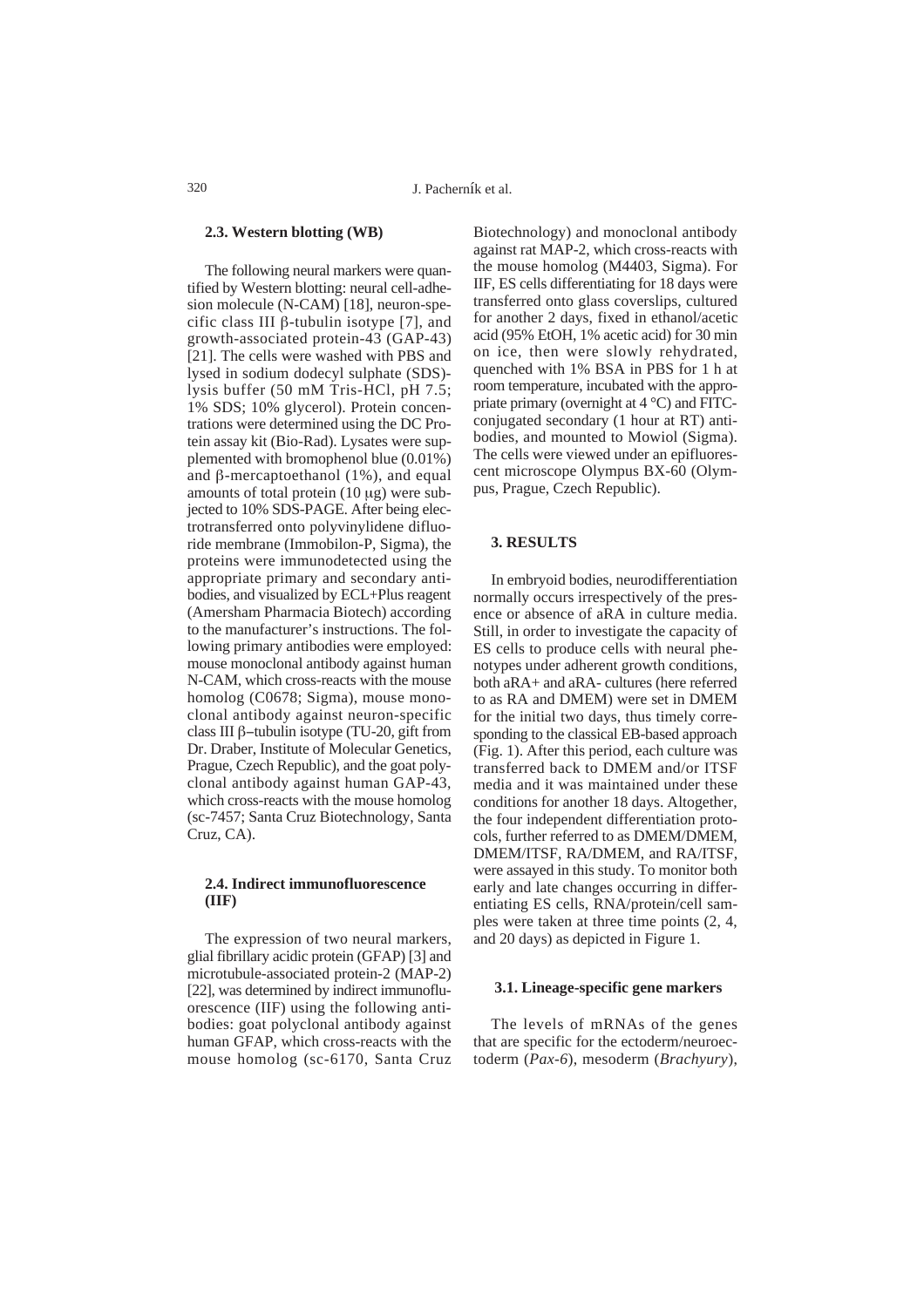### 2.3. Western blotting (WB)

The following neural markers were quantified by Western blotting: neural cell-adhesion molecule (N-CAM) [18], neuron-specific class III β-tubulin isotype [7], and growth-associated protein-43 (GAP-43) [21]. The cells were washed with PBS and lysed in sodium dodecyl sulphate (SDS)-lysis buffer (50 mM Tris-HCl, pH 7.5; 1% SDS; 10% glycerol). Protein concentrations were determined using the DC Protein assay kit (Bio-Rad). Lysates were supplemented with bromophenol blue (0.01%) and β-mercaptoethanol (1%), and equal amounts of total protein (10 μg) were subjected to 10% SDS-PAGE. After being electrotransferred onto polyvinylidene difluoride membrane (Immobilon-P, Sigma), the proteins were immunodetected using the appropriate primary and secondary antibodies, and visualized by ECL+Plus reagent (Amersham Pharmacia Biotech) according to the manufacturer's instructions. The following primary antibodies were employed: mouse monoclonal antibody against human N-CAM, which cross-reacts with the mouse homolog (C0678; Sigma), mouse monoclonal antibody against neuron-specific class III β–tubulin isotype (TU-20, gift from Dr. Draber, Institute of Molecular Genetics, Prague, Czech Republic), and the goat polyclonal antibody against human GAP-43, which cross-reacts with the mouse homolog (sc-7457; Santa Cruz Biotechnology, Santa Cruz, CA).

### 2.4. Indirect immunofluorescence (IIF)

The expression of two neural markers, glial fibrillary acidic protein (GFAP) [3] and microtubule-associated protein-2 (MAP-2) [22], was determined by indirect immunofluorescence (IIF) using the following antibodies: goat polyclonal antibody against human GFAP, which cross-reacts with the mouse homolog (sc-6170, Santa Cruz Biotechnology) and monoclonal antibody against rat MAP-2, which cross-reacts with the mouse homolog (M4403, Sigma). For IIF, ES cells differentiating for 18 days were transferred onto glass coverslips, cultured for another 2 days, fixed in ethanol/acetic acid (95% EtOH, 1% acetic acid) for 30 min on ice, then were slowly rehydrated, quenched with 1% BSA in PBS for 1 h at room temperature, incubated with the appropriate primary (overnight at 4 °C) and FITC-conjugated secondary (1 hour at RT) antibodies, and mounted to Mowiol (Sigma). The cells were viewed under an epifluorescent microscope Olympus BX-60 (Olympus, Prague, Czech Republic).

## 3. RESULTS

In embryoid bodies, neurodifferentiation normally occurs irrespectively of the presence or absence of aRA in culture media. Still, in order to investigate the capacity of ES cells to produce cells with neural phenotypes under adherent growth conditions, both aRA+ and aRA- cultures (here referred to as RA and DMEM) were set in DMEM for the initial two days, thus timely corresponding to the classical EB-based approach (Fig. 1). After this period, each culture was transferred back to DMEM and/or ITSF media and it was maintained under these conditions for another 18 days. Altogether, the four independent differentiation protocols, further referred to as DMEM/DMEM, DMEM/ITSF, RA/DMEM, and RA/ITSF, were assayed in this study. To monitor both early and late changes occurring in differentiating ES cells, RNA/protein/cell samples were taken at three time points (2, 4, and 20 days) as depicted in Figure 1.

### 3.1. Lineage-specific gene markers

The levels of mRNAs of the genes that are specific for the ectoderm/neuroectoderm (*Pax-6*), mesoderm (*Brachyury*),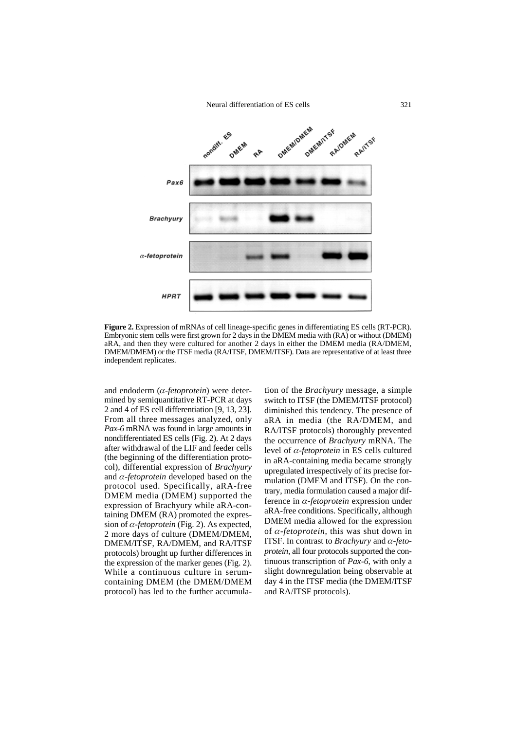**Figure 2.** Expression of mRNAs of cell lineage-specific genes in differentiating ES cells (RT-PCR). Embryonic stem cells were first grown for 2 days in the DMEM media with (RA) or without (DMEM) aRA, and then they were cultured for another 2 days in either the DMEM media (RA/DMEM, DMEM/DMEM) or the ITSF media (RA/ITSF, DMEM/ITSF). Data are representative of at least three independent replicates.

and endoderm ($\alpha$-*fetoprotein*) were determined by semiquantitative RT-PCR at days 2 and 4 of ES cell differentiation [9, 13, 23]. From all three messages analyzed, only *Pax-6* mRNA was found in large amounts in nondifferentiated ES cells (Fig. 2). At 2 days after withdrawal of the LIF and feeder cells (the beginning of the differentiation protocol), differential expression of *Brachyury* and $\alpha$-*fetoprotein* developed based on the protocol used. Specifically, aRA-free DMEM media (DMEM) supported the expression of Brachyury while aRA-containing DMEM (RA) promoted the expression of $\alpha$-*fetoprotein* (Fig. 2). As expected, 2 more days of culture (DMEM/DMEM, DMEM/ITSF, RA/DMEM, and RA/ITSF protocols) brought up further differences in the expression of the marker genes (Fig. 2). While a continuous culture in serum-containing DMEM (the DMEM/DMEM protocol) has led to the further accumulation of the *Brachyury* message, a simple switch to ITSF (the DMEM/ITSF protocol) diminished this tendency. The presence of aRA in media (the RA/DMEM, and RA/ITSF protocols) thoroughly prevented the occurrence of *Brachyury* mRNA. The level of $\alpha$-*fetoprotein* in ES cells cultured in aRA-containing media became strongly upregulated irrespectively of its precise formulation (DMEM and ITSF). On the contrary, media formulation caused a major difference in $\alpha$-*fetoprotein* expression under aRA-free conditions. Specifically, although DMEM media allowed for the expression of $\alpha$-*fetoprotein*, this was shut down in ITSF. In contrast to *Brachyury* and $\alpha$-*fetoprotein*, all four protocols supported the continuous transcription of *Pax-6*, with only a slight downregulation being observable at day 4 in the ITSF media (the DMEM/ITSF and RA/ITSF protocols).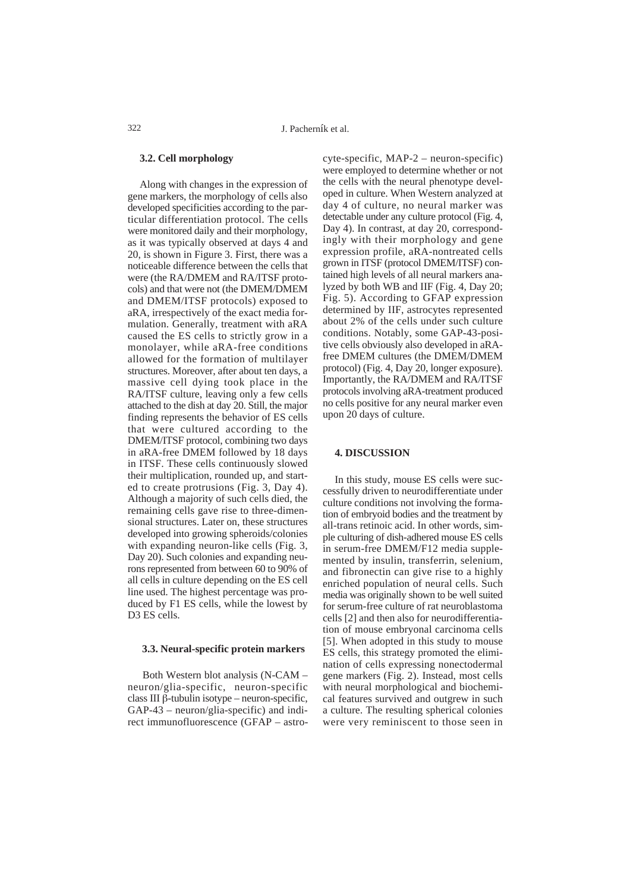### 3.2. Cell morphology

Along with changes in the expression of gene markers, the morphology of cells also developed specificities according to the particular differentiation protocol. The cells were monitored daily and their morphology, as it was typically observed at days 4 and 20, is shown in Figure 3. First, there was a noticeable difference between the cells that were (the RA/DMEM and RA/ITSF protocols) and that were not (the DMEM/DMEM and DMEM/ITSF protocols) exposed to aRA, irrespectively of the exact media formulation. Generally, treatment with aRA caused the ES cells to strictly grow in a monolayer, while aRA-free conditions allowed for the formation of multilayer structures. Moreover, after about ten days, a massive cell dying took place in the RA/ITSF culture, leaving only a few cells attached to the dish at day 20. Still, the major finding represents the behavior of ES cells that were cultured according to the DMEM/ITSF protocol, combining two days in aRA-free DMEM followed by 18 days in ITSF. These cells continuously slowed their multiplication, rounded up, and started to create protrusions (Fig. 3, Day 4). Although a majority of such cells died, the remaining cells gave rise to three-dimensional structures. Later on, these structures developed into growing spheroids/colonies with expanding neuron-like cells (Fig. 3, Day 20). Such colonies and expanding neurons represented from between 60 to 90% of all cells in culture depending on the ES cell line used. The highest percentage was produced by F1 ES cells, while the lowest by D3 ES cells.

### 3.3. Neural-specific protein markers

Both Western blot analysis (N-CAM – neuron/glia-specific, neuron-specific class III β-tubulin isotype – neuron-specific, GAP-43 – neuron/glia-specific) and indirect immunofluorescence (GFAP – astrocyte-specific, MAP-2 – neuron-specific) were employed to determine whether or not the cells with the neural phenotype developed in culture. When Western analyzed at day 4 of culture, no neural marker was detectable under any culture protocol (Fig. 4, Day 4). In contrast, at day 20, correspondingly with their morphology and gene expression profile, aRA-nontreated cells grown in ITSF (protocol DMEM/ITSF) contained high levels of all neural markers analyzed by both WB and IIF (Fig. 4, Day 20; Fig. 5). According to GFAP expression determined by IIF, astrocytes represented about 2% of the cells under such culture conditions. Notably, some GAP-43-positive cells obviously also developed in aRA-free DMEM cultures (the DMEM/DMEM protocol) (Fig. 4, Day 20, longer exposure). Importantly, the RA/DMEM and RA/ITSF protocols involving aRA-treatment produced no cells positive for any neural marker even upon 20 days of culture.

## 4. DISCUSSION

In this study, mouse ES cells were successfully driven to neurodifferentiate under culture conditions not involving the formation of embryoid bodies and the treatment by all-trans retinoic acid. In other words, simple culturing of dish-adhered mouse ES cells in serum-free DMEM/F12 media supplemented by insulin, transferrin, selenium, and fibronectin can give rise to a highly enriched population of neural cells. Such media was originally shown to be well suited for serum-free culture of rat neuroblastoma cells [2] and then also for neurodifferentiation of mouse embryonal carcinoma cells [5]. When adopted in this study to mouse ES cells, this strategy promoted the elimination of cells expressing nonectodermal gene markers (Fig. 2). Instead, most cells with neural morphological and biochemical features survived and outgrew in such a culture. The resulting spherical colonies were very reminiscent to those seen in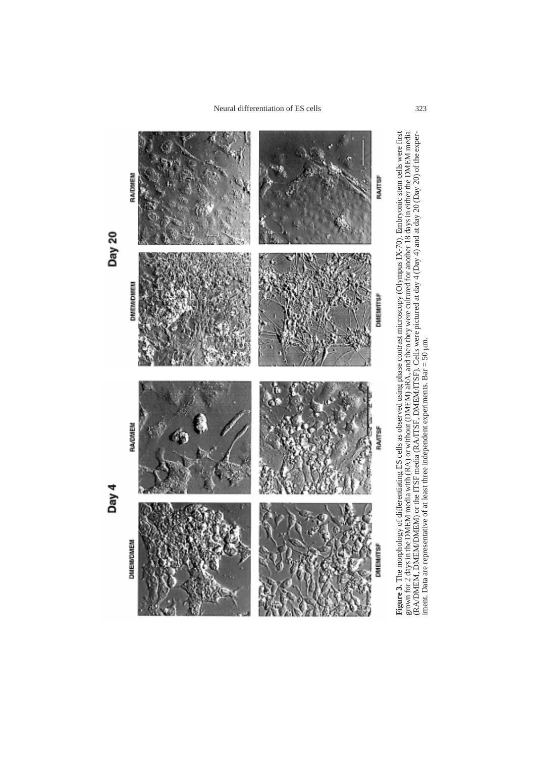**Figure 3.** The morphology of differentiating ES cells as observed using phase contrast microscopy (Olympus IX-70). Embryonic stem cells were first grown for 2 days in the DMEM media with (RA) or without (DMEM) aRA, and then they were cultured for another 18 days in either the DMEM media (RA/DMEM, DMEM/DMEM) or the ITSF media (RA/ITSF, DMEM/ITSF). Cells were pictured at day 4 (Day 4) and at day 20 (Day 20) of the experiment. Data are representative of at least three independent experiments. Bar = 50 µm.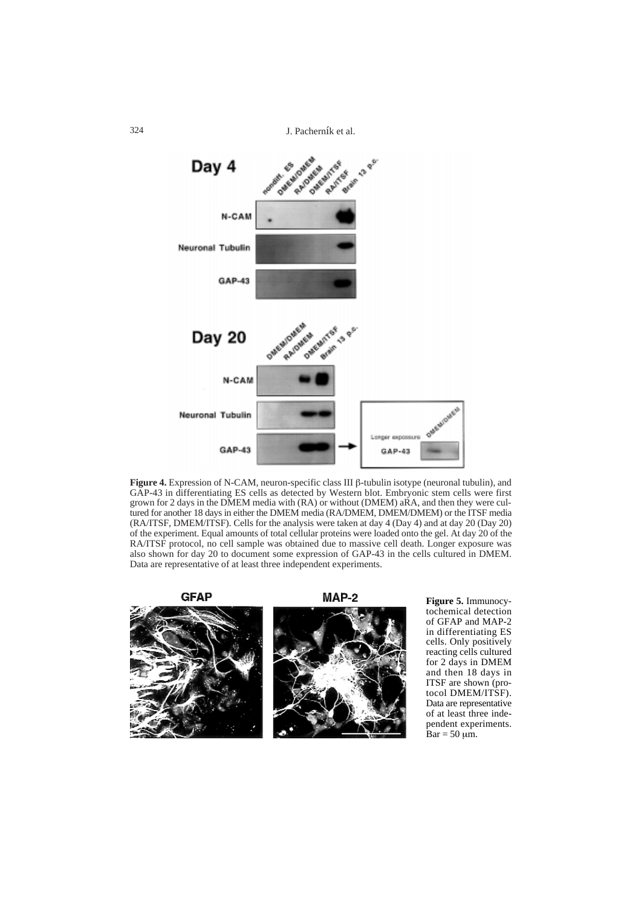**Figure 4.** Expression of N-CAM, neuron-specific class III β-tubulin isotype (neuronal tubulin), and GAP-43 in differentiating ES cells as detected by Western blot. Embryonic stem cells were first grown for 2 days in the DMEM media with (RA) or without (DMEM) aRA, and then they were cultured for another 18 days in either the DMEM media (RA/DMEM, DMEM/DMEM) or the ITSF media (RA/ITSF, DMEM/ITSF). Cells for the analysis were taken at day 4 (Day 4) and at day 20 (Day 20) of the experiment. Equal amounts of total cellular proteins were loaded onto the gel. At day 20 of the RA/ITSF protocol, no cell sample was obtained due to massive cell death. Longer exposure was also shown for day 20 to document some expression of GAP-43 in the cells cultured in DMEM. Data are representative of at least three independent experiments.

**Figure 5.** Immunocytochemical detection of GFAP and MAP-2 in differentiating ES cells. Only positively reacting cells cultured for 2 days in DMEM and then 18 days in ITSF are shown (protocol DMEM/ITSF). Data are representative of at least three independent experiments. Bar = 50 μm.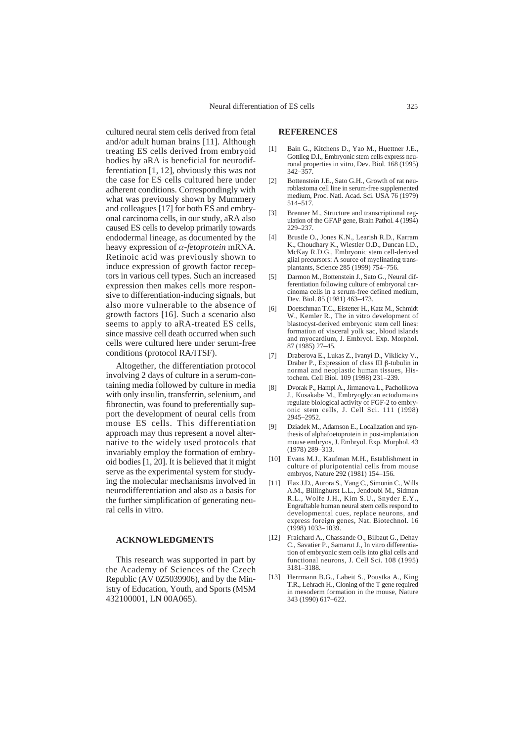cultured neural stem cells derived from fetal and/or adult human brains [11]. Although treating ES cells derived from embryoid bodies by aRA is beneficial for neurodifferentiation [1, 12], obviously this was not the case for ES cells cultured here under adherent conditions. Correspondingly with what was previously shown by Mummery and colleagues [17] for both ES and embryonal carcinoma cells, in our study, aRA also caused ES cells to develop primarily towards endodermal lineage, as documented by the heavy expression of *$\alpha$-fetoprotein* mRNA. Retinoic acid was previously shown to induce expression of growth factor receptors in various cell types. Such an increased expression then makes cells more responsive to differentiation-inducing signals, but also more vulnerable to the absence of growth factors [16]. Such a scenario also seems to apply to aRA-treated ES cells, since massive cell death occurred when such cells were cultured here under serum-free conditions (protocol RA/ITSF).

Altogether, the differentiation protocol involving 2 days of culture in a serum-containing media followed by culture in media with only insulin, transferrin, selenium, and fibronectin, was found to preferentially support the development of neural cells from mouse ES cells. This differentiation approach may thus represent a novel alternative to the widely used protocols that invariably employ the formation of embryoid bodies [1, 20]. It is believed that it might serve as the experimental system for studying the molecular mechanisms involved in neurodifferentiation and also as a basis for the further simplification of generating neural cells in vitro.

## ACKNOWLEDGMENTS

This research was supported in part by the Academy of Sciences of the Czech Republic (AV 0Z5039906), and by the Ministry of Education, Youth, and Sports (MSM 432100001, LN 00A065).

## REFERENCES

[1] Bain G., Kitchens D., Yao M., Huettner J.E., Gottlieg D.I., Embryonic stem cells express neuronal properties in vitro, Dev. Biol. 168 (1995) 342–357.

[2] Bottenstein J.E., Sato G.H., Growth of rat neuroblastoma cell line in serum-free supplemented medium, Proc. Natl. Acad. Sci. USA 76 (1979) 514–517.

[3] Brenner M., Structure and transcriptional regulation of the GFAP gene, Brain Pathol. 4 (1994) 229–237.

[4] Brustle O., Jones K.N., Learish R.D., Karram K., Choudhary K., Wiestler O.D., Duncan I.D., McKay R.D.G., Embryonic stem cell-derived glial precursors: A source of myelinating transplantants, Science 285 (1999) 754–756.

[5] Darmon M., Bottenstein J., Sato G., Neural differentiation following culture of embryonal carcinoma cells in a serum-free defined medium, Dev. Biol. 85 (1981) 463–473.

[6] Doetschman T.C., Eistetter H., Katz M., Schmidt W., Kemler R., The in vitro development of blastocyst-derived embryonic stem cell lines: formation of visceral yolk sac, blood islands and myocardium, J. Embryol. Exp. Morphol. 87 (1985) 27–45.

[7] Draberova E., Lukas Z., Ivanyi D., Viklicky V., Draber P., Expression of class III β-tubulin in normal and neoplastic human tissues, Histochem. Cell Biol. 109 (1998) 231–239.

[8] Dvorak P., Hampl A., Jirmanova L., Pacholikova J., Kusakabe M., Embryoglycan ectodomains regulate biological activity of FGF-2 to embryonic stem cells, J. Cell Sci. 111 (1998) 2945–2952.

[9] Dziadek M., Adamson E., Localization and synthesis of alphafoetoprotein in post-implantation mouse embryos, J. Embryol. Exp. Morphol. 43 (1978) 289–313.

[10] Evans M.J., Kaufman M.H., Establishment in culture of pluripotential cells from mouse embryos, Nature 292 (1981) 154–156.

[11] Flax J.D., Aurora S., Yang C., Simonin C., Wills A.M., Billinghurst L.L., Jendoubi M., Sidman R.L., Wolfe J.H., Kim S.U., Snyder E.Y., Engraftable human neural stem cells respond to developmental cues, replace neurons, and express foreign genes, Nat. Biotechnol. 16 (1998) 1033–1039.

[12] Fraichard A., Chassande O., Bilbaut G., Dehay C., Savatier P., Samarut J., In vitro differentiation of embryonic stem cells into glial cells and functional neurons, J. Cell Sci. 108 (1995) 3181–3188.

[13] Herrmann B.G., Labeit S., Poustka A., King T.R., Lehrach H., Cloning of the T gene required in mesoderm formation in the mouse, Nature 343 (1990) 617–622.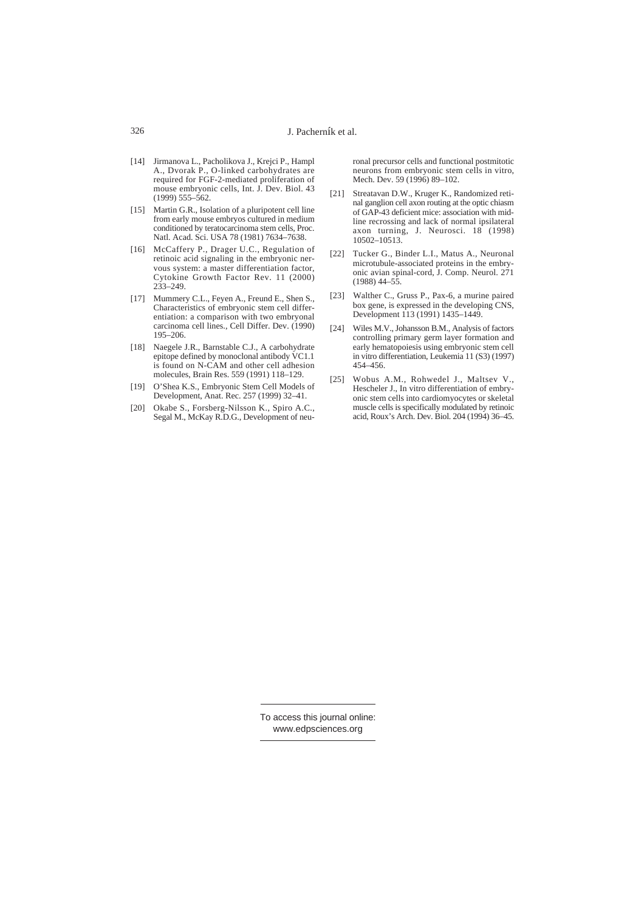[14] Jirmanova L., Pacholikova J., Krejci P., Hampl A., Dvorak P., O-linked carbohydrates are required for FGF-2-mediated proliferation of mouse embryonic cells, Int. J. Dev. Biol. 43 (1999) 555–562.

[15] Martin G.R., Isolation of a pluripotent cell line from early mouse embryos cultured in medium conditioned by teratocarcinoma stem cells, Proc. Natl. Acad. Sci. USA 78 (1981) 7634–7638.

[16] McCaffery P., Drager U.C., Regulation of retinoic acid signaling in the embryonic nervous system: a master differentiation factor, Cytokine Growth Factor Rev. 11 (2000) 233–249.

[17] Mummery C.L., Feyen A., Freund E., Shen S., Characteristics of embryonic stem cell differentiation: a comparison with two embryonal carcinoma cell lines., Cell Differ. Dev. (1990) 195–206.

[18] Naegele J.R., Barnstable C.J., A carbohydrate epitope defined by monoclonal antibody VC1.1 is found on N-CAM and other cell adhesion molecules, Brain Res. 559 (1991) 118–129.

[19] O'Shea K.S., Embryonic Stem Cell Models of Development, Anat. Rec. 257 (1999) 32–41.

[20] Okabe S., Forsberg-Nilsson K., Spiro A.C., Segal M., McKay R.D.G., Development of neuronal precursor cells and functional postmitotic neurons from embryonic stem cells in vitro, Mech. Dev. 59 (1996) 89–102.

[21] Streatavan D.W., Kruger K., Randomized retinal ganglion cell axon routing at the optic chiasm of GAP-43 deficient mice: association with midline recrossing and lack of normal ipsilateral axon turning, J. Neurosci. 18 (1998) 10502–10513.

[22] Tucker G., Binder L.I., Matus A., Neuronal microtubule-associated proteins in the embryonic avian spinal-cord, J. Comp. Neurol. 271 (1988) 44–55.

[23] Walther C., Gruss P., Pax-6, a murine paired box gene, is expressed in the developing CNS, Development 113 (1991) 1435–1449.

[24] Wiles M.V., Johansson B.M., Analysis of factors controlling primary germ layer formation and early hematopoiesis using embryonic stem cell in vitro differentiation, Leukemia 11 (S3) (1997) 454–456.

[25] Wobus A.M., Rohwedel J., Maltsev V., Hescheler J., In vitro differentiation of embryonic stem cells into cardiomyocytes or skeletal muscle cells is specifically modulated by retinoic acid, Roux's Arch. Dev. Biol. 204 (1994) 36–45.

To access this journal online:
www.edpsciences.org